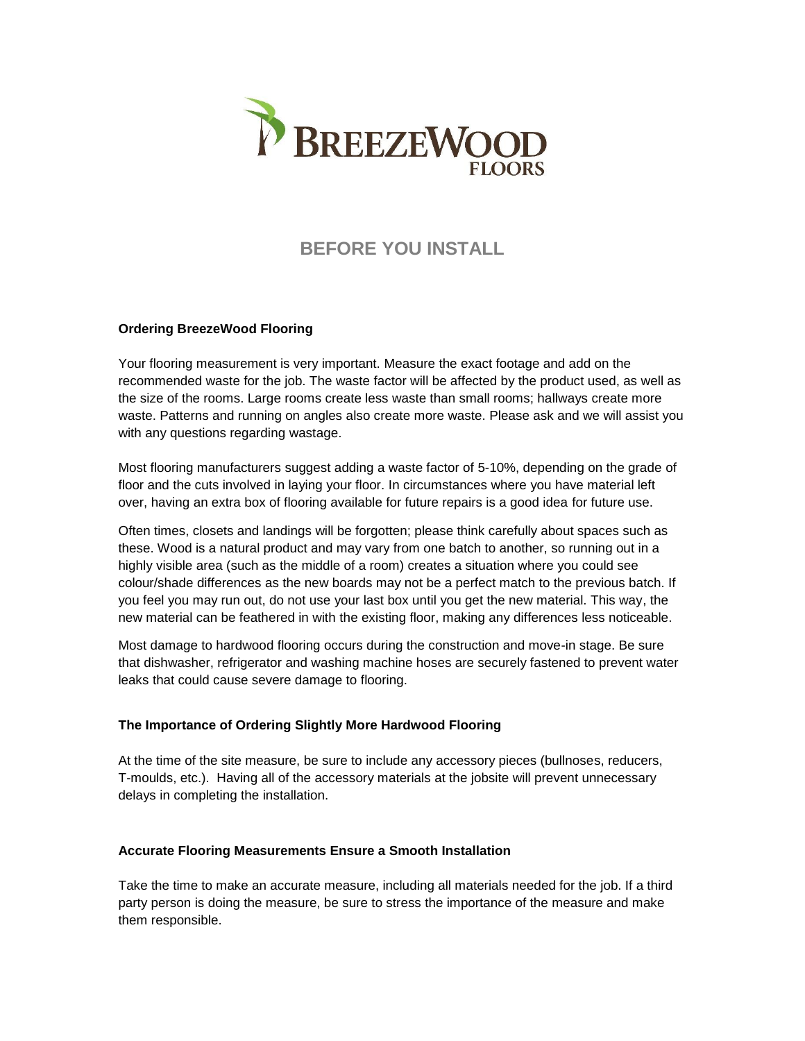# BEFORE YOU INSTALL

**Ordering BreezeWood Flooring**

Your flooring measurement is very important. Measure the exact footage and add on the recommended waste for the job. The waste factor will be affected by the product used, as well as the size of the rooms. Large rooms create less waste than small rooms; hallways create more waste. Patterns and running on angles also create more waste. Please ask and we will assist you with any questions regarding wastage.

Most flooring manufacturers suggest adding a waste factor of 5-10%, depending on the grade of floor and the cuts involved in laying your floor. In circumstances where you have material left over, having an extra box of flooring available for future repairs is a good idea for future use.

Often times, closets and landings will be forgotten; please think carefully about spaces such as these. Wood is a natural product and may vary from one batch to another, so running out in a highly visible area (such as the middle of a room) creates a situation where you could see colour/shade differences as the new boards may not be a perfect match to the previous batch. If you feel you may run out, do not use your last box until you get the new material. This way, the new material can be feathered in with the existing floor, making any differences less noticeable.

Most damage to hardwood flooring occurs during the construction and move-in stage. Be sure that dishwasher, refrigerator and washing machine hoses are securely fastened to prevent water leaks that could cause severe damage to flooring.

**The Importance of Ordering Slightly More Hardwood Flooring**

At the time of the site measure, be sure to include any accessory pieces (bullnoses, reducers, T-moulds, etc.). Having all of the accessory materials at the jobsite will prevent unnecessary delays in completing the installation.

**Accurate Flooring Measurements Ensure a Smooth Installation**

Take the time to make an accurate measure, including all materials needed for the job. If a third party person is doing the measure, be sure to stress the importance of the measure and make them responsible.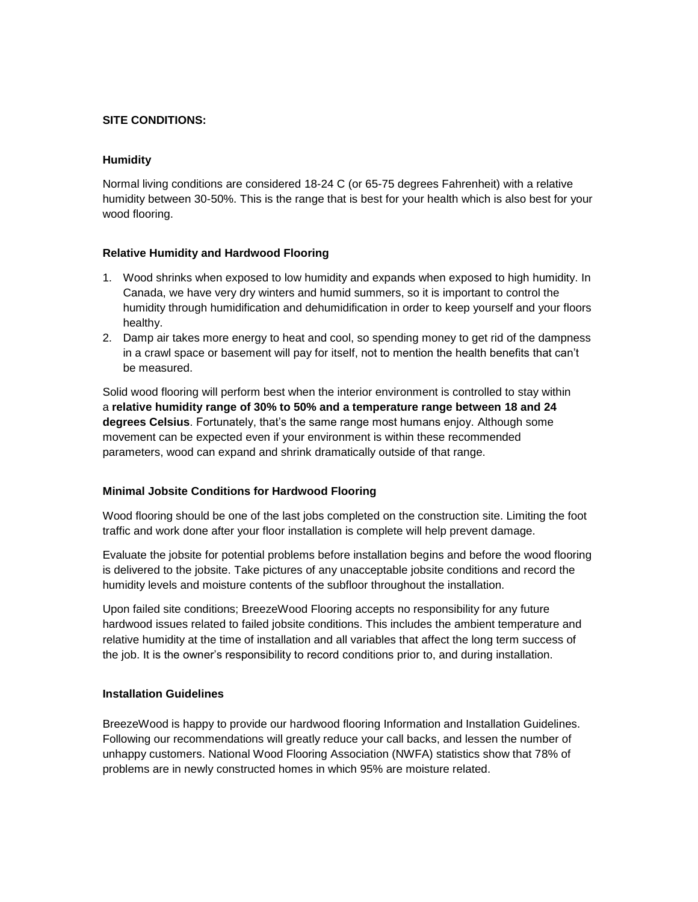**SITE CONDITIONS:**

**Humidity**

Normal living conditions are considered 18-24 C (or 65-75 degrees Fahrenheit) with a relative humidity between 30-50%. This is the range that is best for your health which is also best for your wood flooring.

**Relative Humidity and Hardwood Flooring**

1. Wood shrinks when exposed to low humidity and expands when exposed to high humidity. In Canada, we have very dry winters and humid summers, so it is important to control the humidity through humidification and dehumidification in order to keep yourself and your floors healthy.
2. Damp air takes more energy to heat and cool, so spending money to get rid of the dampness in a crawl space or basement will pay for itself, not to mention the health benefits that can't be measured.

Solid wood flooring will perform best when the interior environment is controlled to stay within a **relative humidity range of 30% to 50% and a temperature range between 18 and 24 degrees Celsius**. Fortunately, that's the same range most humans enjoy. Although some movement can be expected even if your environment is within these recommended parameters, wood can expand and shrink dramatically outside of that range.

**Minimal Jobsite Conditions for Hardwood Flooring**

Wood flooring should be one of the last jobs completed on the construction site. Limiting the foot traffic and work done after your floor installation is complete will help prevent damage.

Evaluate the jobsite for potential problems before installation begins and before the wood flooring is delivered to the jobsite. Take pictures of any unacceptable jobsite conditions and record the humidity levels and moisture contents of the subfloor throughout the installation.

Upon failed site conditions; BreezeWood Flooring accepts no responsibility for any future hardwood issues related to failed jobsite conditions. This includes the ambient temperature and relative humidity at the time of installation and all variables that affect the long term success of the job. It is the owner's responsibility to record conditions prior to, and during installation.

**Installation Guidelines**

BreezeWood is happy to provide our hardwood flooring Information and Installation Guidelines. Following our recommendations will greatly reduce your call backs, and lessen the number of unhappy customers. National Wood Flooring Association (NWFA) statistics show that 78% of problems are in newly constructed homes in which 95% are moisture related.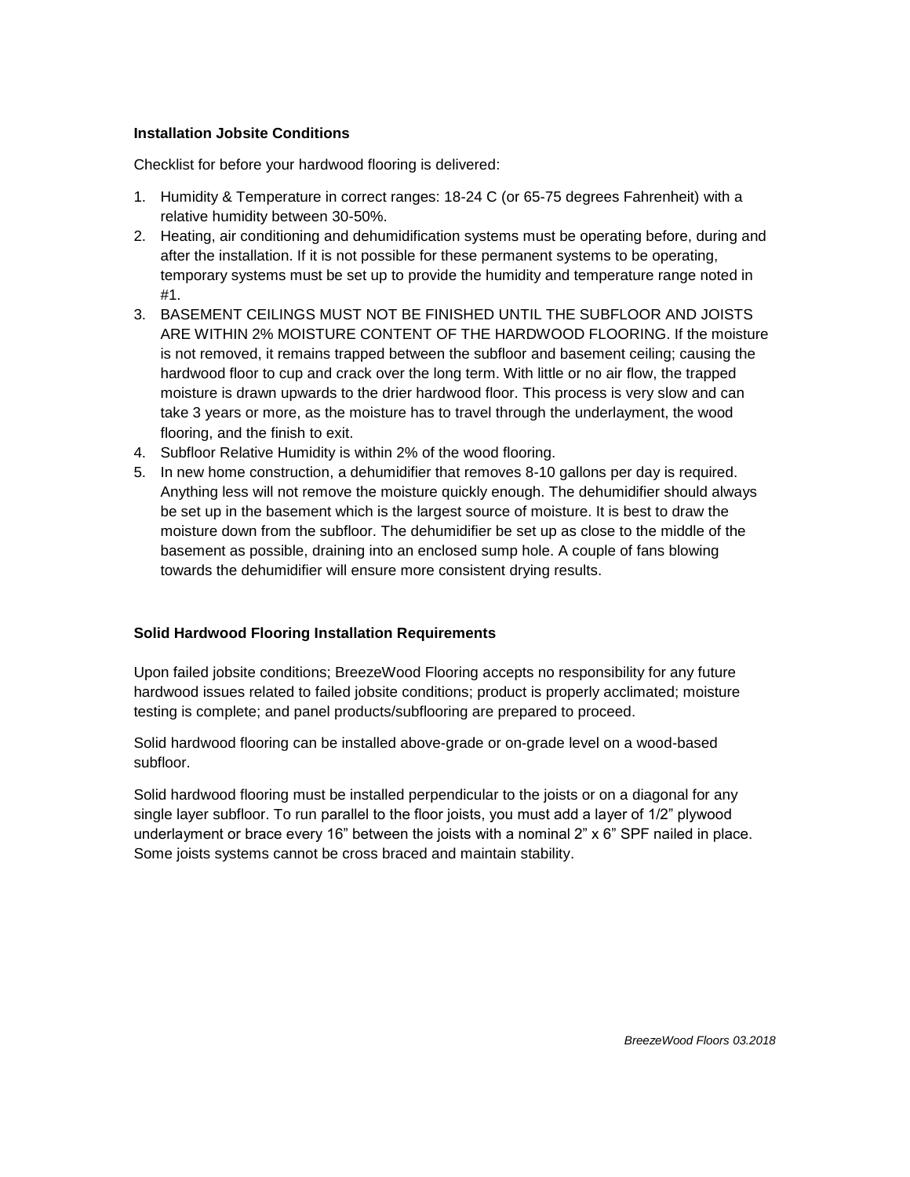**Installation Jobsite Conditions**

Checklist for before your hardwood flooring is delivered:

1. Humidity & Temperature in correct ranges: 18-24 C (or 65-75 degrees Fahrenheit) with a relative humidity between 30-50%.
2. Heating, air conditioning and dehumidification systems must be operating before, during and after the installation. If it is not possible for these permanent systems to be operating, temporary systems must be set up to provide the humidity and temperature range noted in #1.
3. BASEMENT CEILINGS MUST NOT BE FINISHED UNTIL THE SUBFLOOR AND JOISTS ARE WITHIN 2% MOISTURE CONTENT OF THE HARDWOOD FLOORING. If the moisture is not removed, it remains trapped between the subfloor and basement ceiling; causing the hardwood floor to cup and crack over the long term. With little or no air flow, the trapped moisture is drawn upwards to the drier hardwood floor. This process is very slow and can take 3 years or more, as the moisture has to travel through the underlayment, the wood flooring, and the finish to exit.
4. Subfloor Relative Humidity is within 2% of the wood flooring.
5. In new home construction, a dehumidifier that removes 8-10 gallons per day is required. Anything less will not remove the moisture quickly enough. The dehumidifier should always be set up in the basement which is the largest source of moisture. It is best to draw the moisture down from the subfloor. The dehumidifier be set up as close to the middle of the basement as possible, draining into an enclosed sump hole. A couple of fans blowing towards the dehumidifier will ensure more consistent drying results.

**Solid Hardwood Flooring Installation Requirements**

Upon failed jobsite conditions; BreezeWood Flooring accepts no responsibility for any future hardwood issues related to failed jobsite conditions; product is properly acclimated; moisture testing is complete; and panel products/subflooring are prepared to proceed.

Solid hardwood flooring can be installed above-grade or on-grade level on a wood-based subfloor.

Solid hardwood flooring must be installed perpendicular to the joists or on a diagonal for any single layer subfloor. To run parallel to the floor joists, you must add a layer of 1/2" plywood underlayment or brace every 16" between the joists with a nominal 2" x 6" SPF nailed in place. Some joists systems cannot be cross braced and maintain stability.

*BreezeWood Floors 03.2018*